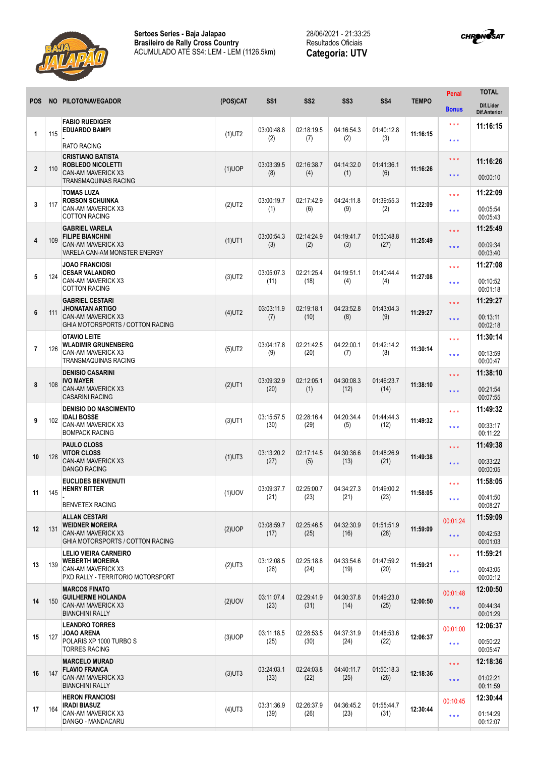**Sertoes Series - Baja Jalapao**
**Brasileiro de Rally Cross Country**
ACUMULADO ATÉ SS4: LEM - LEM (1126.5km)

28/06/2021 - 21:33:25
Resultados Oficiais
**Categoria: UTV**

| POS | NO | PILOTO/NAVEGADOR | (POS)CAT | SS1 | SS2 | SS3 | SS4 | TEMPO | Penal / Bonus | TOTAL / Dif.Lider / Dif.Anterior |
|---|---|---|---|---|---|---|---|---|---|---|
| 1 | 115 | **FABIO RUEDIGER** **EDUARDO BAMPI** - RATO RACING | (1)UT2 | 03:00:48.8 (2) | 02:18:19.5 (7) | 04:16:54.3 (2) | 01:40:12.8 (3) | 11:16:15 | \*\*\* \*\*\* | **11:16:15** |
| 2 | 110 | **CRISTIANO BATISTA** **ROBLEDO NICOLETTI** CAN-AM MAVERICK X3 TRANSMAQUINAS RACING | (1)UOP | 03:03:39.5 (8) | 02:16:38.7 (4) | 04:14:32.0 (1) | 01:41:36.1 (6) | 11:16:26 | \*\*\* \*\*\* | **11:16:26** 00:00:10 |
| 3 | 117 | **TOMAS LUZA** **ROBSON SCHUINKA** CAN-AM MAVERICK X3 COTTON RACING | (2)UT2 | 03:00:19.7 (1) | 02:17:42.9 (6) | 04:24:11.8 (9) | 01:39:55.3 (2) | 11:22:09 | \*\*\* \*\*\* | **11:22:09** 00:05:54 00:05:43 |
| 4 | 109 | **GABRIEL VARELA** **FILIPE BIANCHINI** CAN-AM MAVERICK X3 VARELA CAN-AM MONSTER ENERGY | (1)UT1 | 03:00:54.3 (3) | 02:14:24.9 (2) | 04:19:41.7 (3) | 01:50:48.8 (27) | 11:25:49 | \*\*\* \*\*\* | **11:25:49** 00:09:34 00:03:40 |
| 5 | 124 | **JOAO FRANCIOSI** **CESAR VALANDRO** CAN-AM MAVERICK X3 COTTON RACING | (3)UT2 | 03:05:07.3 (11) | 02:21:25.4 (18) | 04:19:51.1 (4) | 01:40:44.4 (4) | 11:27:08 | \*\*\* \*\*\* | **11:27:08** 00:10:52 00:01:18 |
| 6 | 111 | **GABRIEL CESTARI** **JHONATAN ARTIGO** CAN-AM MAVERICK X3 GHIA MOTORSPORTS / COTTON RACING | (4)UT2 | 03:03:11.9 (7) | 02:19:18.1 (10) | 04:23:52.8 (8) | 01:43:04.3 (9) | 11:29:27 | \*\*\* \*\*\* | **11:29:27** 00:13:11 00:02:18 |
| 7 | 126 | **OTAVIO LEITE** **WLADIMIR GRUNENBERG** CAN-AM MAVERICK X3 TRANSMAQUINAS RACING | (5)UT2 | 03:04:17.8 (9) | 02:21:42.5 (20) | 04:22:00.1 (7) | 01:42:14.2 (8) | 11:30:14 | \*\*\* \*\*\* | **11:30:14** 00:13:59 00:00:47 |
| 8 | 108 | **DENISIO CASARINI** **IVO MAYER** CAN-AM MAVERICK X3 CASARINI RACING | (2)UT1 | 03:09:32.9 (20) | 02:12:05.1 (1) | 04:30:08.3 (12) | 01:46:23.7 (14) | 11:38:10 | \*\*\* \*\*\* | **11:38:10** 00:21:54 00:07:55 |
| 9 | 102 | **DENISIO DO NASCIMENTO** **IDALI BOSSE** CAN-AM MAVERICK X3 BOMPACK RACING | (3)UT1 | 03:15:57.5 (30) | 02:28:16.4 (29) | 04:20:34.4 (5) | 01:44:44.3 (12) | 11:49:32 | \*\*\* \*\*\* | **11:49:32** 00:33:17 00:11:22 |
| 10 | 128 | **PAULO CLOSS** **VITOR CLOSS** CAN-AM MAVERICK X3 DANGO RACING | (1)UT3 | 03:13:20.2 (27) | 02:17:14.5 (5) | 04:30:36.6 (13) | 01:48:26.9 (21) | 11:49:38 | \*\*\* \*\*\* | **11:49:38** 00:33:22 00:00:05 |
| 11 | 145 | **EUCLIDES BENVENUTI** **HENRY RITTER** - BENVETEX RACING | (1)UOV | 03:09:37.7 (21) | 02:25:00.7 (23) | 04:34:27.3 (21) | 01:49:00.2 (23) | 11:58:05 | \*\*\* \*\*\* | **11:58:05** 00:41:50 00:08:27 |
| 12 | 131 | **ALLAN CESTARI** **WEIDNER MOREIRA** CAN-AM MAVERICK X3 GHIA MOTORSPORTS / COTTON RACING | (2)UOP | 03:08:59.7 (17) | 02:25:46.5 (25) | 04:32:30.9 (16) | 01:51:51.9 (28) | 11:59:09 | 00:01:24 \*\*\* | **11:59:09** 00:42:53 00:01:03 |
| 13 | 139 | **LELIO VIEIRA CARNEIRO** **WEBERTH MOREIRA** CAN-AM MAVERICK X3 PXD RALLY - TERRITORIO MOTORSPORT | (2)UT3 | 03:12:08.5 (26) | 02:25:18.8 (24) | 04:33:54.6 (19) | 01:47:59.2 (20) | 11:59:21 | \*\*\* \*\*\* | **11:59:21** 00:43:05 00:00:12 |
| 14 | 150 | **MARCOS FINATO** **GUILHERME HOLANDA** CAN-AM MAVERICK X3 BIANCHINI RALLY | (2)UOV | 03:11:07.4 (23) | 02:29:41.9 (31) | 04:30:37.8 (14) | 01:49:23.0 (25) | 12:00:50 | 00:01:48 \*\*\* | **12:00:50** 00:44:34 00:01:29 |
| 15 | 127 | **LEANDRO TORRES** **JOAO ARENA** POLARIS XP 1000 TURBO S TORRES RACING | (3)UOP | 03:11:18.5 (25) | 02:28:53.5 (30) | 04:37:31.9 (24) | 01:48:53.6 (22) | 12:06:37 | 00:01:00 \*\*\* | **12:06:37** 00:50:22 00:05:47 |
| 16 | 147 | **MARCELO MURAD** **FLAVIO FRANCA** CAN-AM MAVERICK X3 BIANCHINI RALLY | (3)UT3 | 03:24:03.1 (33) | 02:24:03.8 (22) | 04:40:11.7 (25) | 01:50:18.3 (26) | 12:18:36 | \*\*\* \*\*\* | **12:18:36** 01:02:21 00:11:59 |
| 17 | 164 | **HERON FRANCIOSI** **IRADI BIASUZ** CAN-AM MAVERICK X3 DANGO - MANDACARU | (4)UT3 | 03:31:36.9 (39) | 02:26:37.9 (26) | 04:36:45.2 (23) | 01:55:44.7 (31) | 12:30:44 | 00:10:45 \*\*\* | **12:30:44** 01:14:29 00:12:07 |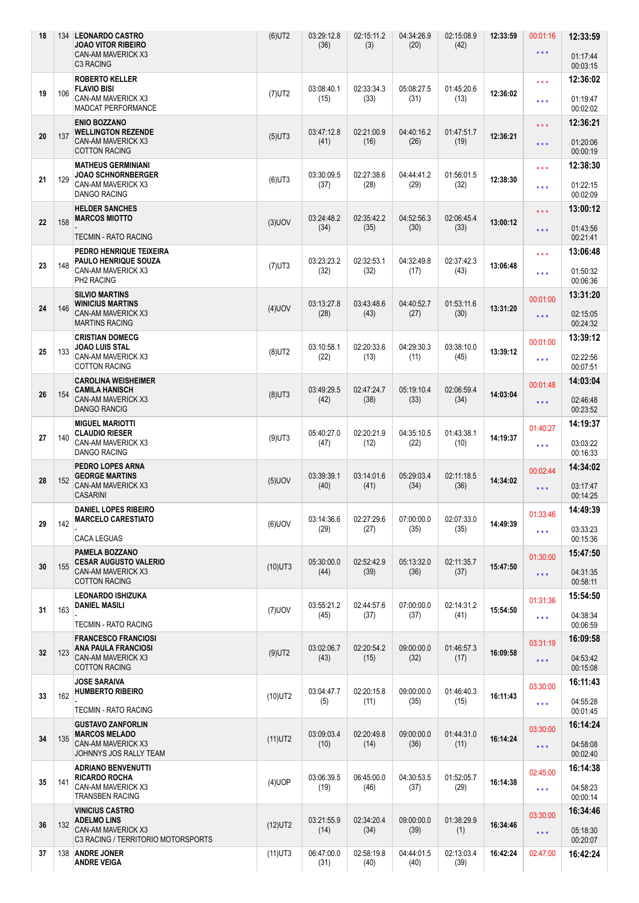| | | | | | | | | | | |
|---|---|---|---|---|---|---|---|---|---|---|
| 18 | 134 | **LEONARDO CASTRO**<br>**JOAO VITOR RIBEIRO**<br>CAN-AM MAVERICK X3<br>C3 RACING | (6)UT2 | 03:29:12.8<br>(36) | 02:15:11.2<br>(3) | 04:34:26.9<br>(20) | 02:15:08.9<br>(42) | **12:33:59** | 00:01:16<br>*** | **12:33:59**<br>01:17:44<br>00:03:15 |
| 19 | 106 | **ROBERTO KELLER**<br>**FLAVIO BISI**<br>CAN-AM MAVERICK X3<br>MADCAT PERFORMANCE | (7)UT2 | 03:08:40.1<br>(15) | 02:33:34.3<br>(33) | 05:08:27.5<br>(31) | 01:45:20.6<br>(13) | **12:36:02** | ***<br>*** | **12:36:02**<br>01:19:47<br>00:02:02 |
| 20 | 137 | **ENIO BOZZANO**<br>**WELLINGTON REZENDE**<br>CAN-AM MAVERICK X3<br>COTTON RACING | (5)UT3 | 03:47:12.8<br>(41) | 02:21:00.9<br>(16) | 04:40:16.2<br>(26) | 01:47:51.7<br>(19) | **12:36:21** | ***<br>*** | **12:36:21**<br>01:20:06<br>00:00:19 |
| 21 | 129 | **MATHEUS GERMINIANI**<br>**JOAO SCHNORNBERGER**<br>CAN-AM MAVERICK X3<br>DANGO RACING | (6)UT3 | 03:30:09.5<br>(37) | 02:27:38.6<br>(28) | 04:44:41.2<br>(29) | 01:56:01.5<br>(32) | **12:38:30** | ***<br>*** | **12:38:30**<br>01:22:15<br>00:02:09 |
| 22 | 158 | **HELDER SANCHES**<br>**MARCOS MIOTTO**<br>-<br>TECMIN - RATO RACING | (3)UOV | 03:24:48.2<br>(34) | 02:35:42.2<br>(35) | 04:52:56.3<br>(30) | 02:06:45.4<br>(33) | **13:00:12** | ***<br>*** | **13:00:12**<br>01:43:56<br>00:21:41 |
| 23 | 148 | **PEDRO HENRIQUE TEIXEIRA**<br>**PAULO HENRIQUE SOUZA**<br>CAN-AM MAVERICK X3<br>PH2 RACING | (7)UT3 | 03:23:23.2<br>(32) | 02:32:53.1<br>(32) | 04:32:49.8<br>(17) | 02:37:42.3<br>(43) | **13:06:48** | ***<br>*** | **13:06:48**<br>01:50:32<br>00:06:36 |
| 24 | 146 | **SILVIO MARTINS**<br>**WINICIUS MARTINS**<br>CAN-AM MAVERICK X3<br>MARTINS RACING | (4)UOV | 03:13:27.8<br>(28) | 03:43:48.6<br>(43) | 04:40:52.7<br>(27) | 01:53:11.6<br>(30) | **13:31:20** | 00:01:00<br>*** | **13:31:20**<br>02:15:05<br>00:24:32 |
| 25 | 133 | **CRISTIAN DOMECG**<br>**JOAO LUIS STAL**<br>CAN-AM MAVERICK X3<br>COTTON RACING | (8)UT2 | 03:10:58.1<br>(22) | 02:20:33.6<br>(13) | 04:29:30.3<br>(11) | 03:38:10.0<br>(45) | **13:39:12** | 00:01:00<br>*** | **13:39:12**<br>02:22:56<br>00:07:51 |
| 26 | 154 | **CAROLINA WEISHEIMER**<br>**CAMILA HANISCH**<br>CAN-AM MAVERICK X3<br>DANGO RANCIG | (8)UT3 | 03:49:29.5<br>(42) | 02:47:24.7<br>(38) | 05:19:10.4<br>(33) | 02:06:59.4<br>(34) | **14:03:04** | 00:01:48<br>*** | **14:03:04**<br>02:46:48<br>00:23:52 |
| 27 | 140 | **MIGUEL MARIOTTI**<br>**CLAUDIO RIESER**<br>CAN-AM MAVERICK X3<br>DANGO RACING | (9)UT3 | 05:40:27.0<br>(47) | 02:20:21.9<br>(12) | 04:35:10.5<br>(22) | 01:43:38.1<br>(10) | **14:19:37** | 01:40:27<br>*** | **14:19:37**<br>03:03:22<br>00:16:33 |
| 28 | 152 | **PEDRO LOPES ARNA**<br>**GEORGE MARTINS**<br>CAN-AM MAVERICK X3<br>CASARINI | (5)UOV | 03:39:39.1<br>(40) | 03:14:01.6<br>(41) | 05:29:03.4<br>(34) | 02:11:18.5<br>(36) | **14:34:02** | 00:02:44<br>*** | **14:34:02**<br>03:17:47<br>00:14:25 |
| 29 | 142 | **DANIEL LOPES RIBEIRO**<br>**MARCELO CARESTIATO**<br>-<br>CACA LEGUAS | (6)UOV | 03:14:36.6<br>(29) | 02:27:29.6<br>(27) | 07:00:00.0<br>(35) | 02:07:33.0<br>(35) | **14:49:39** | 01:33:46<br>*** | **14:49:39**<br>03:33:23<br>00:15:36 |
| 30 | 155 | **PAMELA BOZZANO**<br>**CESAR AUGUSTO VALERIO**<br>CAN-AM MAVERICK X3<br>COTTON RACING | (10)UT3 | 05:30:00.0<br>(44) | 02:52:42.9<br>(39) | 05:13:32.0<br>(36) | 02:11:35.7<br>(37) | **15:47:50** | 01:30:00<br>*** | **15:47:50**<br>04:31:35<br>00:58:11 |
| 31 | 163 | **LEONARDO ISHIZUKA**<br>**DANIEL MASILI**<br>-<br>TECMIN - RATO RACING | (7)UOV | 03:55:21.2<br>(45) | 02:44:57.6<br>(37) | 07:00:00.0<br>(37) | 02:14:31.2<br>(41) | **15:54:50** | 01:31:36<br>*** | **15:54:50**<br>04:38:34<br>00:06:59 |
| 32 | 123 | **FRANCESCO FRANCIOSI**<br>**ANA PAULA FRANCIOSI**<br>CAN-AM MAVERICK X3<br>COTTON RACING | (9)UT2 | 03:02:06.7<br>(43) | 02:20:54.2<br>(15) | 09:00:00.0<br>(32) | 01:46:57.3<br>(17) | **16:09:58** | 03:31:19<br>*** | **16:09:58**<br>04:53:42<br>00:15:08 |
| 33 | 162 | **JOSE SARAIVA**<br>**HUMBERTO RIBEIRO**<br>-<br>TECMIN - RATO RACING | (10)UT2 | 03:04:47.7<br>(5) | 02:20:15.8<br>(11) | 09:00:00.0<br>(35) | 01:46:40.3<br>(15) | **16:11:43** | 03:30:00<br>*** | **16:11:43**<br>04:55:28<br>00:01:45 |
| 34 | 135 | **GUSTAVO ZANFORLIN**<br>**MARCOS MELADO**<br>CAN-AM MAVERICK X3<br>JOHNNYS JOS RALLY TEAM | (11)UT2 | 03:09:03.4<br>(10) | 02:20:49.8<br>(14) | 09:00:00.0<br>(36) | 01:44:31.0<br>(11) | **16:14:24** | 03:30:00<br>*** | **16:14:24**<br>04:58:08<br>00:02:40 |
| 35 | 141 | **ADRIANO BENVENUTTI**<br>**RICARDO ROCHA**<br>CAN-AM MAVERICK X3<br>TRANSBEN RACING | (4)UOP | 03:06:39.5<br>(19) | 06:45:00.0<br>(46) | 04:30:53.5<br>(37) | 01:52:05.7<br>(29) | **16:14:38** | 02:45:00<br>*** | **16:14:38**<br>04:58:23<br>00:00:14 |
| 36 | 132 | **VINICIUS CASTRO**<br>**ADELMO LINS**<br>CAN-AM MAVERICK X3<br>C3 RACING / TERRITORIO MOTORSPORTS | (12)UT2 | 03:21:55.9<br>(14) | 02:34:20.4<br>(34) | 09:00:00.0<br>(39) | 01:38:29.9<br>(1) | **16:34:46** | 03:30:00<br>*** | **16:34:46**<br>05:18:30<br>00:20:07 |
| 37 | 138 | **ANDRE JONER**<br>**ANDRE VEIGA** | (11)UT3 | 06:47:00.0<br>(31) | 02:58:19.8<br>(40) | 04:44:01.5<br>(40) | 02:13:03.4<br>(39) | **16:42:24** | 02:47:00 | **16:42:24** |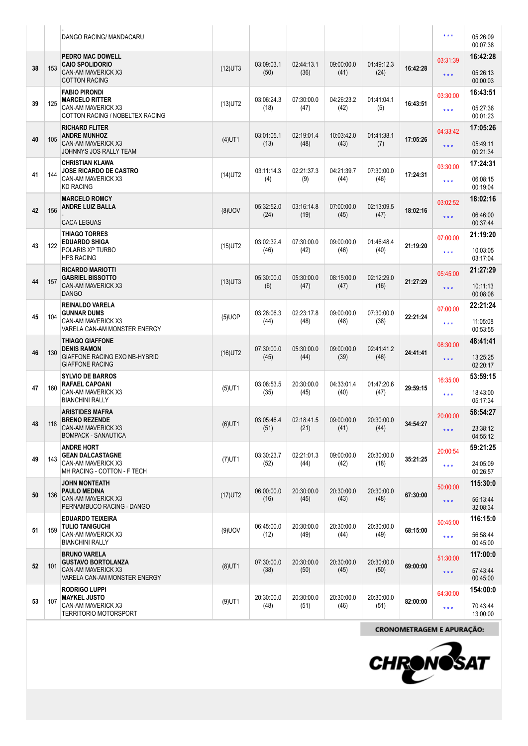| | | | | | | | | | | |
|---|---|---|---|---|---|---|---|---|---|---|
| | | -<br>DANGO RACING/ MANDACARU | | | | | | | * * * | 05:26:09<br>00:07:38 |
| 38 | 153 | **PEDRO MAC DOWELL**<br>**CAIO SPOLIDORIO**<br>CAN-AM MAVERICK X3<br>COTTON RACING | (12)UT3 | 03:09:03.1<br>(50) | 02:44:13.1<br>(36) | 09:00:00.0<br>(41) | 01:49:12.3<br>(24) | **16:42:28** | 03:31:39<br>* * * | **16:42:28**<br>05:26:13<br>00:00:03 |
| 39 | 125 | **FABIO PIRONDI**<br>**MARCELO RITTER**<br>CAN-AM MAVERICK X3<br>COTTON RACING / NOBELTEX RACING | (13)UT2 | 03:06:24.3<br>(18) | 07:30:00.0<br>(47) | 04:26:23.2<br>(42) | 01:41:04.1<br>(5) | **16:43:51** | 03:30:00<br>* * * | **16:43:51**<br>05:27:36<br>00:01:23 |
| 40 | 105 | **RICHARD FLITER**<br>**ANDRE MUNHOZ**<br>CAN-AM MAVERICK X3<br>JOHNNYS JOS RALLY TEAM | (4)UT1 | 03:01:05.1<br>(13) | 02:19:01.4<br>(48) | 10:03:42.0<br>(43) | 01:41:38.1<br>(7) | **17:05:26** | 04:33:42<br>* * * | **17:05:26**<br>05:49:11<br>00:21:34 |
| 41 | 144 | **CHRISTIAN KLAWA**<br>**JOSE RICARDO DE CASTRO**<br>CAN-AM MAVERICK X3<br>KD RACING | (14)UT2 | 03:11:14.3<br>(4) | 02:21:37.3<br>(9) | 04:21:39.7<br>(44) | 07:30:00.0<br>(46) | **17:24:31** | 03:30:00<br>* * * | **17:24:31**<br>06:08:15<br>00:19:04 |
| 42 | 156 | **MARCELO ROMCY**<br>**ANDRE LUIZ BALLA**<br>-<br>CACA LEGUAS | (8)UOV | 05:32:52.0<br>(24) | 03:16:14.8<br>(19) | 07:00:00.0<br>(45) | 02:13:09.5<br>(47) | **18:02:16** | 03:02:52<br>* * * | **18:02:16**<br>06:46:00<br>00:37:44 |
| 43 | 122 | **THIAGO TORRES**<br>**EDUARDO SHIGA**<br>POLARIS XP TURBO<br>HPS RACING | (15)UT2 | 03:02:32.4<br>(46) | 07:30:00.0<br>(42) | 09:00:00.0<br>(46) | 01:46:48.4<br>(40) | **21:19:20** | 07:00:00<br>* * * | **21:19:20**<br>10:03:05<br>03:17:04 |
| 44 | 157 | **RICARDO MARIOTTI**<br>**GABRIEL BISSOTTO**<br>CAN-AM MAVERICK X3<br>DANGO | (13)UT3 | 05:30:00.0<br>(6) | 05:30:00.0<br>(47) | 08:15:00.0<br>(47) | 02:12:29.0<br>(16) | **21:27:29** | 05:45:00<br>* * * | **21:27:29**<br>10:11:13<br>00:08:08 |
| 45 | 104 | **REINALDO VARELA**<br>**GUNNAR DUMS**<br>CAN-AM MAVERICK X3<br>VARELA CAN-AM MONSTER ENERGY | (5)UOP | 03:28:06.3<br>(44) | 02:23:17.8<br>(48) | 09:00:00.0<br>(48) | 07:30:00.0<br>(38) | **22:21:24** | 07:00:00<br>* * * | **22:21:24**<br>11:05:08<br>00:53:55 |
| 46 | 130 | **THIAGO GIAFFONE**<br>**DENIS RAMON**<br>GIAFFONE RACING EXO NB-HYBRID<br>GIAFFONE RACING | (16)UT2 | 07:30:00.0<br>(45) | 05:30:00.0<br>(44) | 09:00:00.0<br>(39) | 02:41:41.2<br>(46) | **24:41:41** | 08:30:00<br>* * * | **48:41:41**<br>13:25:25<br>02:20:17 |
| 47 | 160 | **SYLVIO DE BARROS**<br>**RAFAEL CAPOANI**<br>CAN-AM MAVERICK X3<br>BIANCHINI RALLY | (5)UT1 | 03:08:53.5<br>(35) | 20:30:00.0<br>(45) | 04:33:01.4<br>(40) | 01:47:20.6<br>(47) | **29:59:15** | 16:35:00<br>* * * | **53:59:15**<br>18:43:00<br>05:17:34 |
| 48 | 118 | **ARISTIDES MAFRA**<br>**BRENO REZENDE**<br>CAN-AM MAVERICK X3<br>BOMPACK - SANAUTICA | (6)UT1 | 03:05:46.4<br>(51) | 02:18:41.5<br>(21) | 09:00:00.0<br>(41) | 20:30:00.0<br>(44) | **34:54:27** | 20:00:00<br>* * * | **58:54:27**<br>23:38:12<br>04:55:12 |
| 49 | 143 | **ANDRE HORT**<br>**GEAN DALCASTAGNE**<br>CAN-AM MAVERICK X3<br>MH RACING - COTTON - F TECH | (7)UT1 | 03:30:23.7<br>(52) | 02:21:01.3<br>(44) | 09:00:00.0<br>(42) | 20:30:00.0<br>(18) | **35:21:25** | 20:00:54<br>* * * | **59:21:25**<br>24:05:09<br>00:26:57 |
| 50 | 136 | **JOHN MONTEATH**<br>**PAULO MEDINA**<br>CAN-AM MAVERICK X3<br>PERNAMBUCO RACING - DANGO | (17)UT2 | 06:00:00.0<br>(16) | 20:30:00.0<br>(45) | 20:30:00.0<br>(43) | 20:30:00.0<br>(48) | **67:30:00** | 50:00:00<br>* * * | **115:30:0**<br>56:13:44<br>32:08:34 |
| 51 | 159 | **EDUARDO TEIXEIRA**<br>**TULIO TANIGUCHI**<br>CAN-AM MAVERICK X3<br>BIANCHINI RALLY | (9)UOV | 06:45:00.0<br>(12) | 20:30:00.0<br>(49) | 20:30:00.0<br>(44) | 20:30:00.0<br>(49) | **68:15:00** | 50:45:00<br>* * * | **116:15:0**<br>56:58:44<br>00:45:00 |
| 52 | 101 | **BRUNO VARELA**<br>**GUSTAVO BORTOLANZA**<br>CAN-AM MAVERICK X3<br>VARELA CAN-AM MONSTER ENERGY | (8)UT1 | 07:30:00.0<br>(38) | 20:30:00.0<br>(50) | 20:30:00.0<br>(45) | 20:30:00.0<br>(50) | **69:00:00** | 51:30:00<br>* * * | **117:00:0**<br>57:43:44<br>00:45:00 |
| 53 | 107 | **RODRIGO LUPPI**<br>**MAYKEL JUSTO**<br>CAN-AM MAVERICK X3<br>TERRITORIO MOTORSPORT | (9)UT1 | 20:30:00.0<br>(48) | 20:30:00.0<br>(51) | 20:30:00.0<br>(46) | 20:30:00.0<br>(51) | **82:00:00** | 64:30:00<br>* * * | **154:00:0**<br>70:43:44<br>13:00:00 |

**CRONOMETRAGEM E APURAÇÃO:**

CHRONOSAT